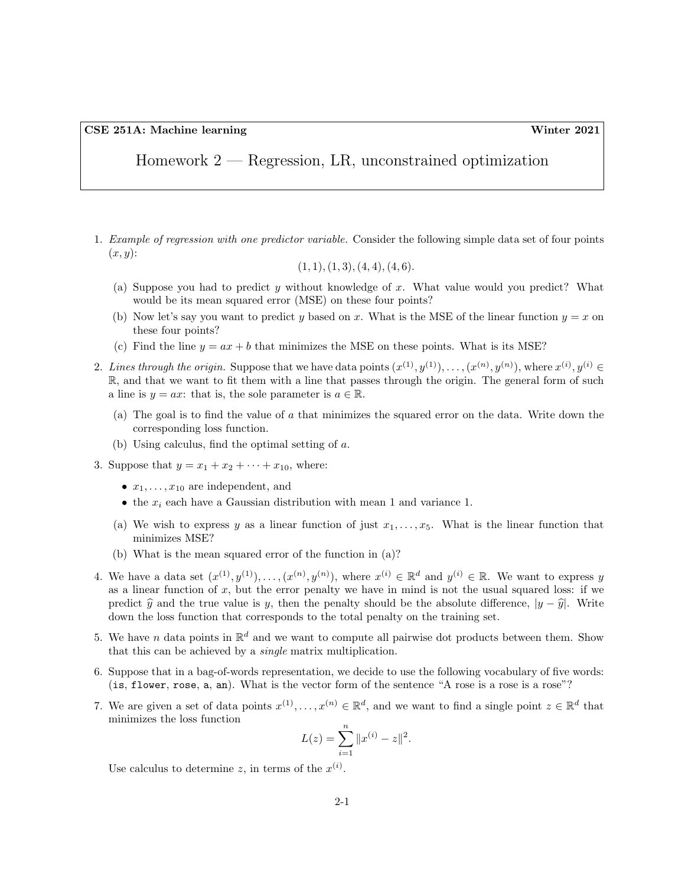**CSE 251A: Machine learning** **Winter 2021**

# Homework 2 — Regression, LR, unconstrained optimization

1. *Example of regression with one predictor variable.* Consider the following simple data set of four points $(x, y)$:
$$(1, 1), (1, 3), (4, 4), (4, 6).$$
   (a) Suppose you had to predict $y$ without knowledge of $x$. What value would you predict? What would be its mean squared error (MSE) on these four points?
   
   (b) Now let's say you want to predict $y$ based on $x$. What is the MSE of the linear function $y = x$ on these four points?
   
   (c) Find the line $y = ax + b$ that minimizes the MSE on these points. What is its MSE?

2. *Lines through the origin.* Suppose that we have data points $(x^{(1)}, y^{(1)}), \ldots, (x^{(n)}, y^{(n)})$, where $x^{(i)}, y^{(i)} \in \mathbb{R}$, and that we want to fit them with a line that passes through the origin. The general form of such a line is $y = ax$: that is, the sole parameter is $a \in \mathbb{R}$.

   (a) The goal is to find the value of $a$ that minimizes the squared error on the data. Write down the corresponding loss function.
   
   (b) Using calculus, find the optimal setting of $a$.

3. Suppose that $y = x_1 + x_2 + \cdots + x_{10}$, where:
   - $x_1, \ldots, x_{10}$ are independent, and
   - the $x_i$ each have a Gaussian distribution with mean 1 and variance 1.

   (a) We wish to express $y$ as a linear function of just $x_1, \ldots, x_5$. What is the linear function that minimizes MSE?
   
   (b) What is the mean squared error of the function in (a)?

4. We have a data set $(x^{(1)}, y^{(1)}), \ldots, (x^{(n)}, y^{(n)})$, where $x^{(i)} \in \mathbb{R}^d$ and $y^{(i)} \in \mathbb{R}$. We want to express $y$ as a linear function of $x$, but the error penalty we have in mind is not the usual squared loss: if we predict $\widehat{y}$ and the true value is $y$, then the penalty should be the absolute difference, $|y - \widehat{y}|$. Write down the loss function that corresponds to the total penalty on the training set.

5. We have $n$ data points in $\mathbb{R}^d$ and we want to compute all pairwise dot products between them. Show that this can be achieved by a *single* matrix multiplication.

6. Suppose that in a bag-of-words representation, we decide to use the following vocabulary of five words: (`is`, `flower`, `rose`, `a`, `an`). What is the vector form of the sentence "A rose is a rose is a rose"?

7. We are given a set of data points $x^{(1)}, \ldots, x^{(n)} \in \mathbb{R}^d$, and we want to find a single point $z \in \mathbb{R}^d$ that minimizes the loss function
$$L(z) = \sum_{i=1}^{n} \|x^{(i)} - z\|^2.$$
Use calculus to determine $z$, in terms of the $x^{(i)}$.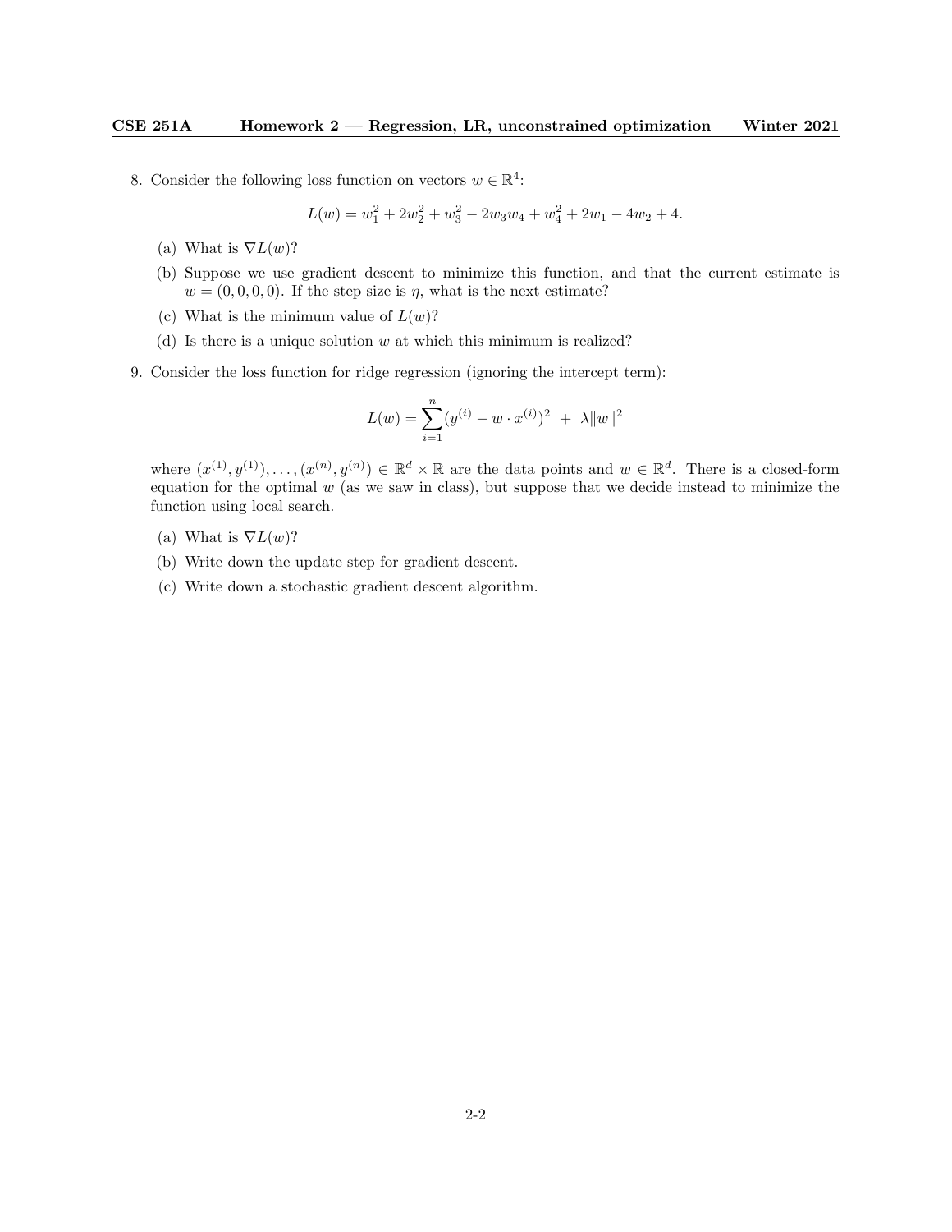8. Consider the following loss function on vectors $w \in \mathbb{R}^4$:

$$L(w) = w_1^2 + 2w_2^2 + w_3^2 - 2w_3w_4 + w_4^2 + 2w_1 - 4w_2 + 4.$$

   (a) What is $\nabla L(w)$?

   (b) Suppose we use gradient descent to minimize this function, and that the current estimate is $w = (0, 0, 0, 0)$. If the step size is $\eta$, what is the next estimate?

   (c) What is the minimum value of $L(w)$?

   (d) Is there is a unique solution $w$ at which this minimum is realized?

9. Consider the loss function for ridge regression (ignoring the intercept term):

$$L(w) = \sum_{i=1}^{n} (y^{(i)} - w \cdot x^{(i)})^2 \; + \; \lambda \|w\|^2$$

   where $(x^{(1)}, y^{(1)}), \ldots, (x^{(n)}, y^{(n)}) \in \mathbb{R}^d \times \mathbb{R}$ are the data points and $w \in \mathbb{R}^d$. There is a closed-form equation for the optimal $w$ (as we saw in class), but suppose that we decide instead to minimize the function using local search.

   (a) What is $\nabla L(w)$?

   (b) Write down the update step for gradient descent.

   (c) Write down a stochastic gradient descent algorithm.